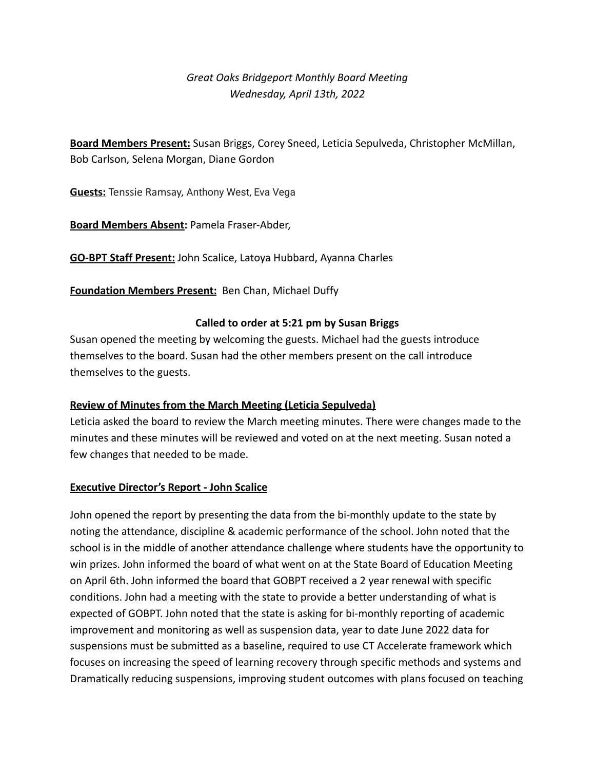*Great Oaks Bridgeport Monthly Board Meeting*
*Wednesday, April 13th, 2022*

**Board Members Present:** Susan Briggs, Corey Sneed, Leticia Sepulveda, Christopher McMillan, Bob Carlson, Selena Morgan, Diane Gordon

**Guests:** Tenssie Ramsay, Anthony West, Eva Vega

**Board Members Absent:** Pamela Fraser-Abder,

**GO-BPT Staff Present:** John Scalice, Latoya Hubbard, Ayanna Charles

**Foundation Members Present:** Ben Chan, Michael Duffy

**Called to order at 5:21 pm by Susan Briggs**

Susan opened the meeting by welcoming the guests. Michael had the guests introduce themselves to the board. Susan had the other members present on the call introduce themselves to the guests.

**Review of Minutes from the March Meeting (Leticia Sepulveda)**

Leticia asked the board to review the March meeting minutes. There were changes made to the minutes and these minutes will be reviewed and voted on at the next meeting. Susan noted a few changes that needed to be made.

**Executive Director's Report - John Scalice**

John opened the report by presenting the data from the bi-monthly update to the state by noting the attendance, discipline & academic performance of the school. John noted that the school is in the middle of another attendance challenge where students have the opportunity to win prizes. John informed the board of what went on at the State Board of Education Meeting on April 6th. John informed the board that GOBPT received a 2 year renewal with specific conditions. John had a meeting with the state to provide a better understanding of what is expected of GOBPT. John noted that the state is asking for bi-monthly reporting of academic improvement and monitoring as well as suspension data, year to date June 2022 data for suspensions must be submitted as a baseline, required to use CT Accelerate framework which focuses on increasing the speed of learning recovery through specific methods and systems and Dramatically reducing suspensions, improving student outcomes with plans focused on teaching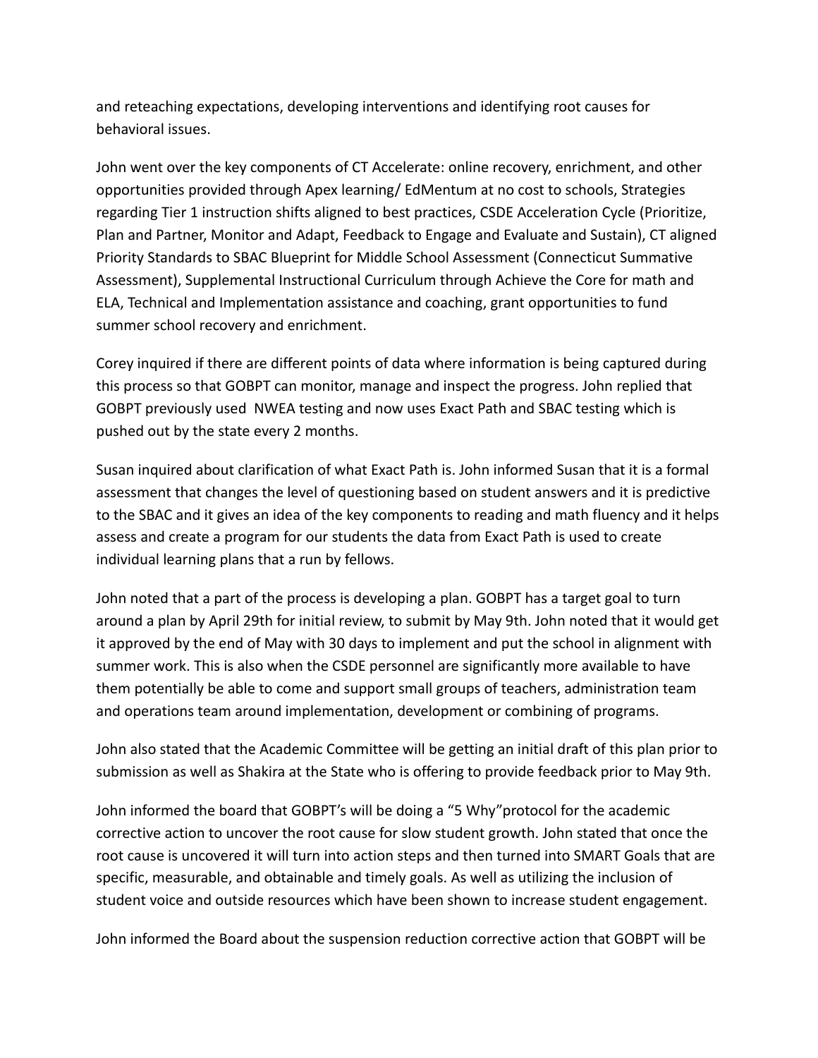and reteaching expectations, developing interventions and identifying root causes for behavioral issues.

John went over the key components of CT Accelerate: online recovery, enrichment, and other opportunities provided through Apex learning/ EdMentum at no cost to schools, Strategies regarding Tier 1 instruction shifts aligned to best practices, CSDE Acceleration Cycle (Prioritize, Plan and Partner, Monitor and Adapt, Feedback to Engage and Evaluate and Sustain), CT aligned Priority Standards to SBAC Blueprint for Middle School Assessment (Connecticut Summative Assessment), Supplemental Instructional Curriculum through Achieve the Core for math and ELA, Technical and Implementation assistance and coaching, grant opportunities to fund summer school recovery and enrichment.

Corey inquired if there are different points of data where information is being captured during this process so that GOBPT can monitor, manage and inspect the progress. John replied that GOBPT previously used  NWEA testing and now uses Exact Path and SBAC testing which is pushed out by the state every 2 months.

Susan inquired about clarification of what Exact Path is. John informed Susan that it is a formal assessment that changes the level of questioning based on student answers and it is predictive to the SBAC and it gives an idea of the key components to reading and math fluency and it helps assess and create a program for our students the data from Exact Path is used to create individual learning plans that a run by fellows.

John noted that a part of the process is developing a plan. GOBPT has a target goal to turn around a plan by April 29th for initial review, to submit by May 9th. John noted that it would get it approved by the end of May with 30 days to implement and put the school in alignment with summer work. This is also when the CSDE personnel are significantly more available to have them potentially be able to come and support small groups of teachers, administration team and operations team around implementation, development or combining of programs.

John also stated that the Academic Committee will be getting an initial draft of this plan prior to submission as well as Shakira at the State who is offering to provide feedback prior to May 9th.

John informed the board that GOBPT's will be doing a "5 Why"protocol for the academic corrective action to uncover the root cause for slow student growth. John stated that once the root cause is uncovered it will turn into action steps and then turned into SMART Goals that are specific, measurable, and obtainable and timely goals. As well as utilizing the inclusion of student voice and outside resources which have been shown to increase student engagement.

John informed the Board about the suspension reduction corrective action that GOBPT will be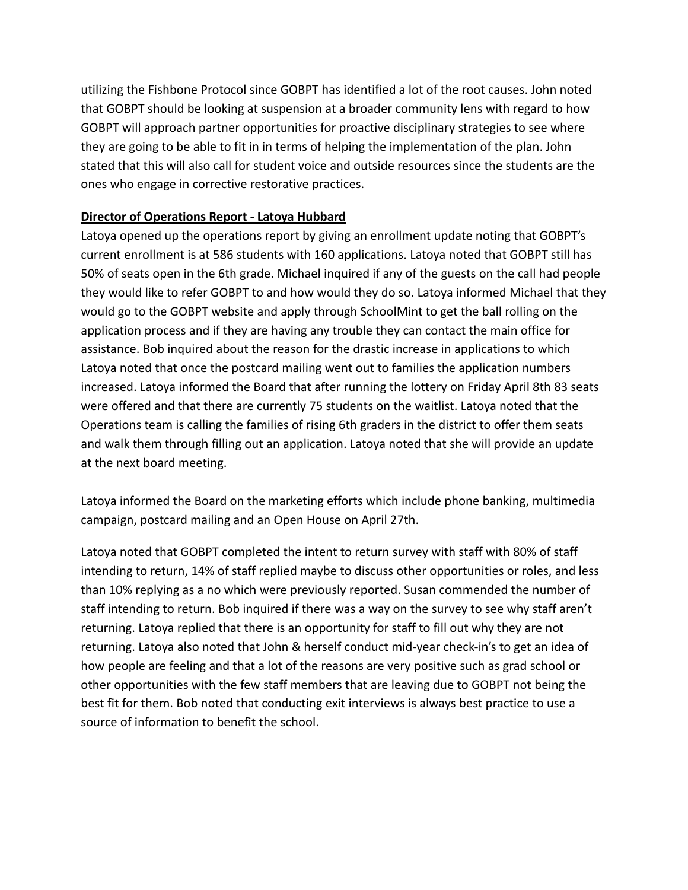utilizing the Fishbone Protocol since GOBPT has identified a lot of the root causes. John noted that GOBPT should be looking at suspension at a broader community lens with regard to how GOBPT will approach partner opportunities for proactive disciplinary strategies to see where they are going to be able to fit in in terms of helping the implementation of the plan. John stated that this will also call for student voice and outside resources since the students are the ones who engage in corrective restorative practices.

**Director of Operations Report - Latoya Hubbard**

Latoya opened up the operations report by giving an enrollment update noting that GOBPT's current enrollment is at 586 students with 160 applications. Latoya noted that GOBPT still has 50% of seats open in the 6th grade. Michael inquired if any of the guests on the call had people they would like to refer GOBPT to and how would they do so. Latoya informed Michael that they would go to the GOBPT website and apply through SchoolMint to get the ball rolling on the application process and if they are having any trouble they can contact the main office for assistance. Bob inquired about the reason for the drastic increase in applications to which Latoya noted that once the postcard mailing went out to families the application numbers increased. Latoya informed the Board that after running the lottery on Friday April 8th 83 seats were offered and that there are currently 75 students on the waitlist. Latoya noted that the Operations team is calling the families of rising 6th graders in the district to offer them seats and walk them through filling out an application. Latoya noted that she will provide an update at the next board meeting.

Latoya informed the Board on the marketing efforts which include phone banking, multimedia campaign, postcard mailing and an Open House on April 27th.

Latoya noted that GOBPT completed the intent to return survey with staff with 80% of staff intending to return, 14% of staff replied maybe to discuss other opportunities or roles, and less than 10% replying as a no which were previously reported. Susan commended the number of staff intending to return. Bob inquired if there was a way on the survey to see why staff aren't returning. Latoya replied that there is an opportunity for staff to fill out why they are not returning. Latoya also noted that John & herself conduct mid-year check-in's to get an idea of how people are feeling and that a lot of the reasons are very positive such as grad school or other opportunities with the few staff members that are leaving due to GOBPT not being the best fit for them. Bob noted that conducting exit interviews is always best practice to use a source of information to benefit the school.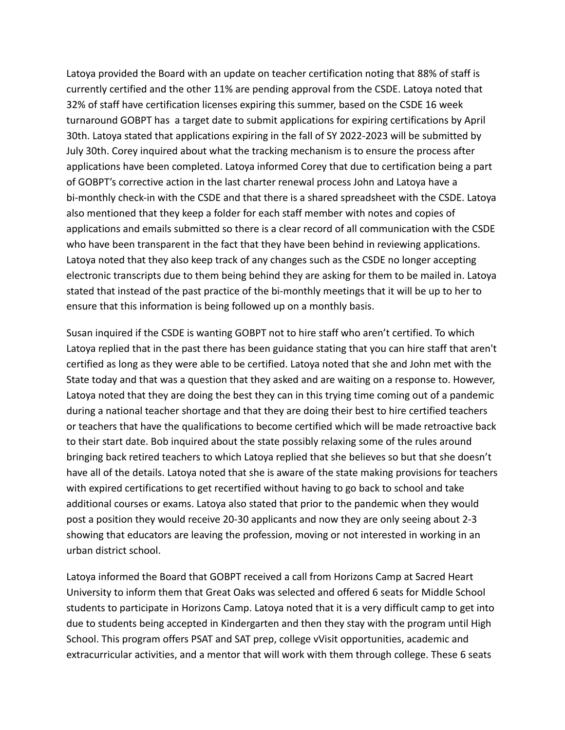Latoya provided the Board with an update on teacher certification noting that 88% of staff is currently certified and the other 11% are pending approval from the CSDE. Latoya noted that 32% of staff have certification licenses expiring this summer, based on the CSDE 16 week turnaround GOBPT has  a target date to submit applications for expiring certifications by April 30th. Latoya stated that applications expiring in the fall of SY 2022-2023 will be submitted by July 30th. Corey inquired about what the tracking mechanism is to ensure the process after applications have been completed. Latoya informed Corey that due to certification being a part of GOBPT's corrective action in the last charter renewal process John and Latoya have a bi-monthly check-in with the CSDE and that there is a shared spreadsheet with the CSDE. Latoya also mentioned that they keep a folder for each staff member with notes and copies of applications and emails submitted so there is a clear record of all communication with the CSDE who have been transparent in the fact that they have been behind in reviewing applications. Latoya noted that they also keep track of any changes such as the CSDE no longer accepting electronic transcripts due to them being behind they are asking for them to be mailed in. Latoya stated that instead of the past practice of the bi-monthly meetings that it will be up to her to ensure that this information is being followed up on a monthly basis.

Susan inquired if the CSDE is wanting GOBPT not to hire staff who aren't certified. To which Latoya replied that in the past there has been guidance stating that you can hire staff that aren't certified as long as they were able to be certified. Latoya noted that she and John met with the State today and that was a question that they asked and are waiting on a response to. However, Latoya noted that they are doing the best they can in this trying time coming out of a pandemic during a national teacher shortage and that they are doing their best to hire certified teachers or teachers that have the qualifications to become certified which will be made retroactive back to their start date. Bob inquired about the state possibly relaxing some of the rules around bringing back retired teachers to which Latoya replied that she believes so but that she doesn't have all of the details. Latoya noted that she is aware of the state making provisions for teachers with expired certifications to get recertified without having to go back to school and take additional courses or exams. Latoya also stated that prior to the pandemic when they would post a position they would receive 20-30 applicants and now they are only seeing about 2-3 showing that educators are leaving the profession, moving or not interested in working in an urban district school.

Latoya informed the Board that GOBPT received a call from Horizons Camp at Sacred Heart University to inform them that Great Oaks was selected and offered 6 seats for Middle School students to participate in Horizons Camp. Latoya noted that it is a very difficult camp to get into due to students being accepted in Kindergarten and then they stay with the program until High School. This program offers PSAT and SAT prep, college vVisit opportunities, academic and extracurricular activities, and a mentor that will work with them through college. These 6 seats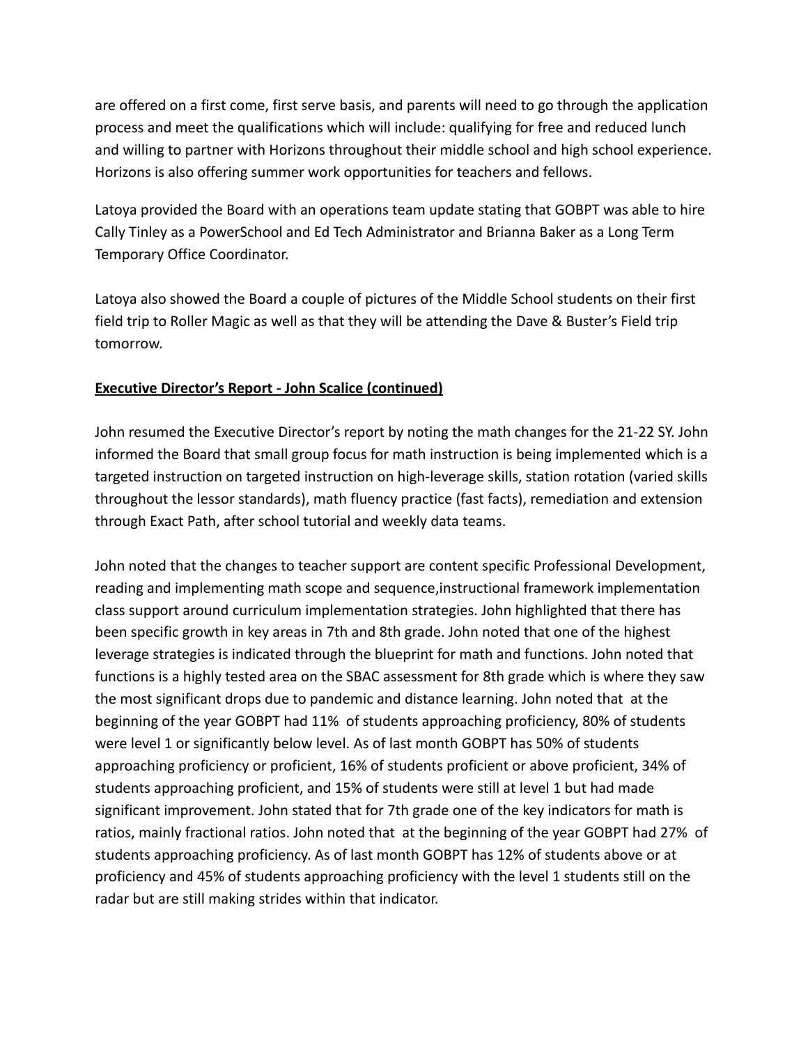are offered on a first come, first serve basis, and parents will need to go through the application process and meet the qualifications which will include: qualifying for free and reduced lunch and willing to partner with Horizons throughout their middle school and high school experience. Horizons is also offering summer work opportunities for teachers and fellows.

Latoya provided the Board with an operations team update stating that GOBPT was able to hire Cally Tinley as a PowerSchool and Ed Tech Administrator and Brianna Baker as a Long Term Temporary Office Coordinator.

Latoya also showed the Board a couple of pictures of the Middle School students on their first field trip to Roller Magic as well as that they will be attending the Dave & Buster's Field trip tomorrow.

**Executive Director's Report - John Scalice (continued)**

John resumed the Executive Director's report by noting the math changes for the 21-22 SY. John informed the Board that small group focus for math instruction is being implemented which is a targeted instruction on targeted instruction on high-leverage skills, station rotation (varied skills throughout the lessor standards), math fluency practice (fast facts), remediation and extension through Exact Path, after school tutorial and weekly data teams.

John noted that the changes to teacher support are content specific Professional Development, reading and implementing math scope and sequence,instructional framework implementation class support around curriculum implementation strategies. John highlighted that there has been specific growth in key areas in 7th and 8th grade. John noted that one of the highest leverage strategies is indicated through the blueprint for math and functions. John noted that functions is a highly tested area on the SBAC assessment for 8th grade which is where they saw the most significant drops due to pandemic and distance learning. John noted that at the beginning of the year GOBPT had 11% of students approaching proficiency, 80% of students were level 1 or significantly below level. As of last month GOBPT has 50% of students approaching proficiency or proficient, 16% of students proficient or above proficient, 34% of students approaching proficient, and 15% of students were still at level 1 but had made significant improvement. John stated that for 7th grade one of the key indicators for math is ratios, mainly fractional ratios. John noted that at the beginning of the year GOBPT had 27% of students approaching proficiency. As of last month GOBPT has 12% of students above or at proficiency and 45% of students approaching proficiency with the level 1 students still on the radar but are still making strides within that indicator.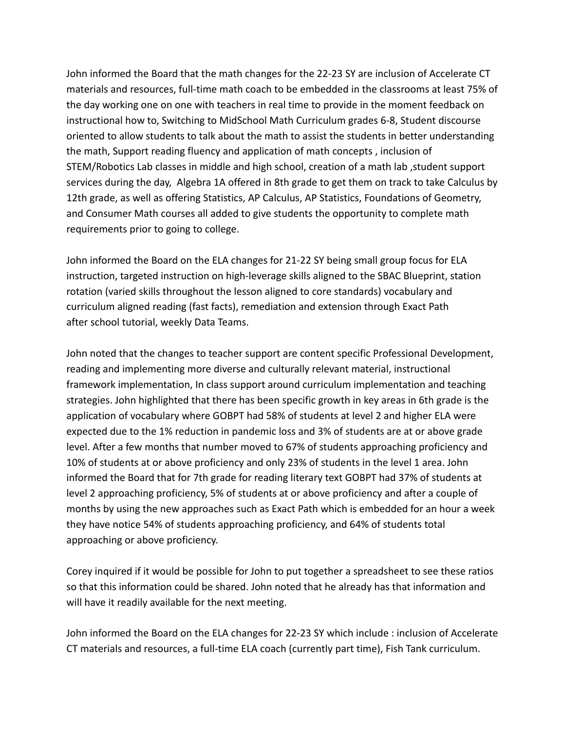John informed the Board that the math changes for the 22-23 SY are inclusion of Accelerate CT materials and resources, full-time math coach to be embedded in the classrooms at least 75% of the day working one on one with teachers in real time to provide in the moment feedback on instructional how to, Switching to MidSchool Math Curriculum grades 6-8, Student discourse oriented to allow students to talk about the math to assist the students in better understanding the math, Support reading fluency and application of math concepts , inclusion of STEM/Robotics Lab classes in middle and high school, creation of a math lab ,student support services during the day,  Algebra 1A offered in 8th grade to get them on track to take Calculus by 12th grade, as well as offering Statistics, AP Calculus, AP Statistics, Foundations of Geometry, and Consumer Math courses all added to give students the opportunity to complete math requirements prior to going to college.

John informed the Board on the ELA changes for 21-22 SY being small group focus for ELA instruction, targeted instruction on high-leverage skills aligned to the SBAC Blueprint, station rotation (varied skills throughout the lesson aligned to core standards) vocabulary and curriculum aligned reading (fast facts), remediation and extension through Exact Path after school tutorial, weekly Data Teams.

John noted that the changes to teacher support are content specific Professional Development, reading and implementing more diverse and culturally relevant material, instructional framework implementation, In class support around curriculum implementation and teaching strategies. John highlighted that there has been specific growth in key areas in 6th grade is the application of vocabulary where GOBPT had 58% of students at level 2 and higher ELA were expected due to the 1% reduction in pandemic loss and 3% of students are at or above grade level. After a few months that number moved to 67% of students approaching proficiency and 10% of students at or above proficiency and only 23% of students in the level 1 area. John informed the Board that for 7th grade for reading literary text GOBPT had 37% of students at level 2 approaching proficiency, 5% of students at or above proficiency and after a couple of months by using the new approaches such as Exact Path which is embedded for an hour a week they have notice 54% of students approaching proficiency, and 64% of students total approaching or above proficiency.

Corey inquired if it would be possible for John to put together a spreadsheet to see these ratios so that this information could be shared. John noted that he already has that information and will have it readily available for the next meeting.

John informed the Board on the ELA changes for 22-23 SY which include : inclusion of Accelerate CT materials and resources, a full-time ELA coach (currently part time), Fish Tank curriculum.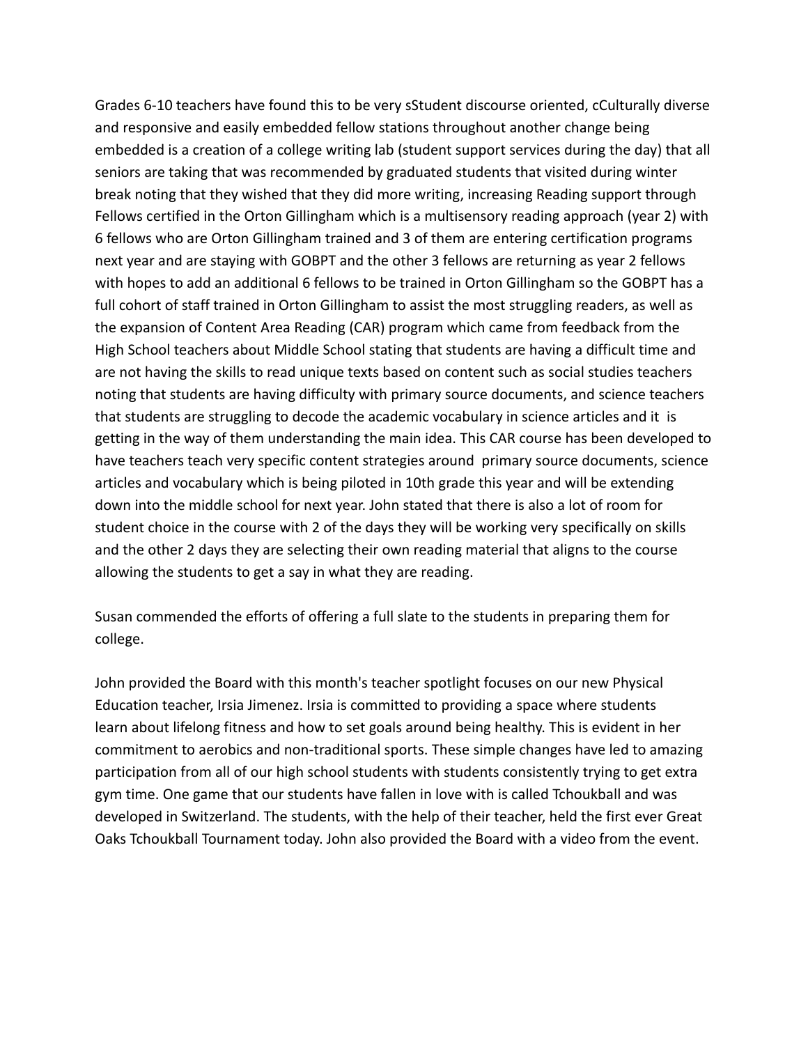Grades 6-10 teachers have found this to be very sStudent discourse oriented, cCulturally diverse and responsive and easily embedded fellow stations throughout another change being embedded is a creation of a college writing lab (student support services during the day) that all seniors are taking that was recommended by graduated students that visited during winter break noting that they wished that they did more writing, increasing Reading support through Fellows certified in the Orton Gillingham which is a multisensory reading approach (year 2) with 6 fellows who are Orton Gillingham trained and 3 of them are entering certification programs next year and are staying with GOBPT and the other 3 fellows are returning as year 2 fellows with hopes to add an additional 6 fellows to be trained in Orton Gillingham so the GOBPT has a full cohort of staff trained in Orton Gillingham to assist the most struggling readers, as well as the expansion of Content Area Reading (CAR) program which came from feedback from the High School teachers about Middle School stating that students are having a difficult time and are not having the skills to read unique texts based on content such as social studies teachers noting that students are having difficulty with primary source documents, and science teachers that students are struggling to decode the academic vocabulary in science articles and it is getting in the way of them understanding the main idea. This CAR course has been developed to have teachers teach very specific content strategies around primary source documents, science articles and vocabulary which is being piloted in 10th grade this year and will be extending down into the middle school for next year. John stated that there is also a lot of room for student choice in the course with 2 of the days they will be working very specifically on skills and the other 2 days they are selecting their own reading material that aligns to the course allowing the students to get a say in what they are reading.

Susan commended the efforts of offering a full slate to the students in preparing them for college.

John provided the Board with this month's teacher spotlight focuses on our new Physical Education teacher, Irsia Jimenez. Irsia is committed to providing a space where students learn about lifelong fitness and how to set goals around being healthy. This is evident in her commitment to aerobics and non-traditional sports. These simple changes have led to amazing participation from all of our high school students with students consistently trying to get extra gym time. One game that our students have fallen in love with is called Tchoukball and was developed in Switzerland. The students, with the help of their teacher, held the first ever Great Oaks Tchoukball Tournament today. John also provided the Board with a video from the event.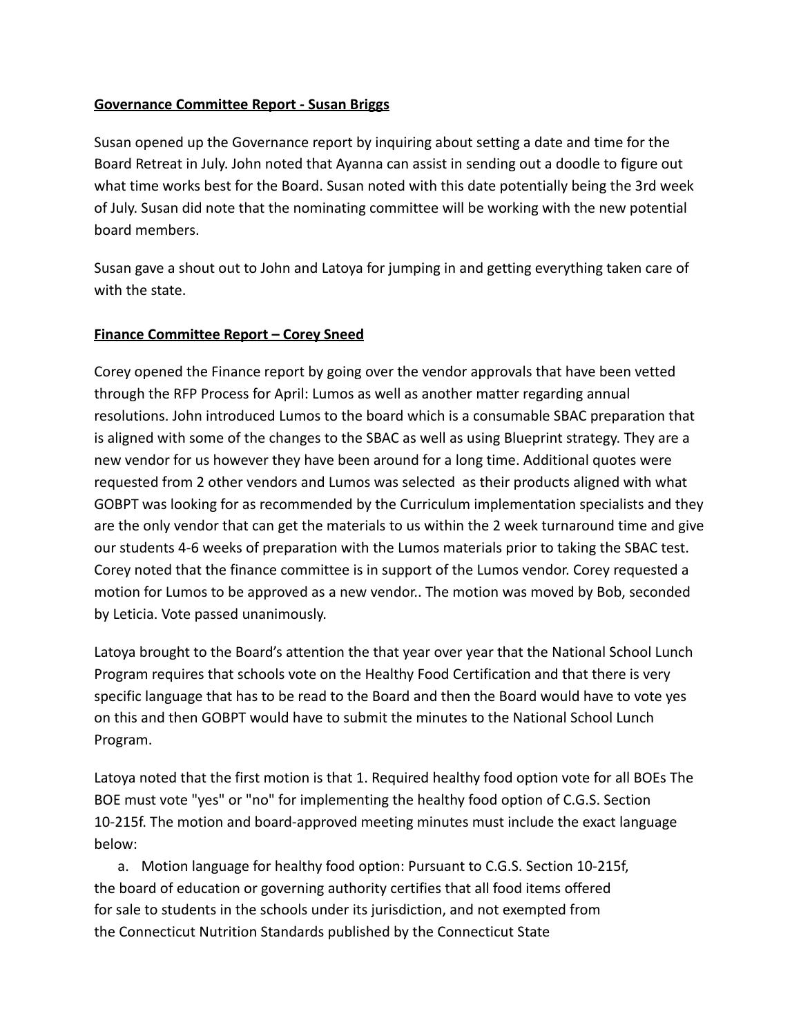**Governance Committee Report - Susan Briggs**

Susan opened up the Governance report by inquiring about setting a date and time for the Board Retreat in July. John noted that Ayanna can assist in sending out a doodle to figure out what time works best for the Board. Susan noted with this date potentially being the 3rd week of July. Susan did note that the nominating committee will be working with the new potential board members.

Susan gave a shout out to John and Latoya for jumping in and getting everything taken care of with the state.

**Finance Committee Report – Corey Sneed**

Corey opened the Finance report by going over the vendor approvals that have been vetted through the RFP Process for April: Lumos as well as another matter regarding annual resolutions. John introduced Lumos to the board which is a consumable SBAC preparation that is aligned with some of the changes to the SBAC as well as using Blueprint strategy. They are a new vendor for us however they have been around for a long time. Additional quotes were requested from 2 other vendors and Lumos was selected as their products aligned with what GOBPT was looking for as recommended by the Curriculum implementation specialists and they are the only vendor that can get the materials to us within the 2 week turnaround time and give our students 4-6 weeks of preparation with the Lumos materials prior to taking the SBAC test. Corey noted that the finance committee is in support of the Lumos vendor. Corey requested a motion for Lumos to be approved as a new vendor.. The motion was moved by Bob, seconded by Leticia. Vote passed unanimously.

Latoya brought to the Board's attention the that year over year that the National School Lunch Program requires that schools vote on the Healthy Food Certification and that there is very specific language that has to be read to the Board and then the Board would have to vote yes on this and then GOBPT would have to submit the minutes to the National School Lunch Program.

Latoya noted that the first motion is that 1. Required healthy food option vote for all BOEs The BOE must vote "yes" or "no" for implementing the healthy food option of C.G.S. Section 10-215f. The motion and board-approved meeting minutes must include the exact language below:

a. Motion language for healthy food option: Pursuant to C.G.S. Section 10-215f, the board of education or governing authority certifies that all food items offered for sale to students in the schools under its jurisdiction, and not exempted from the Connecticut Nutrition Standards published by the Connecticut State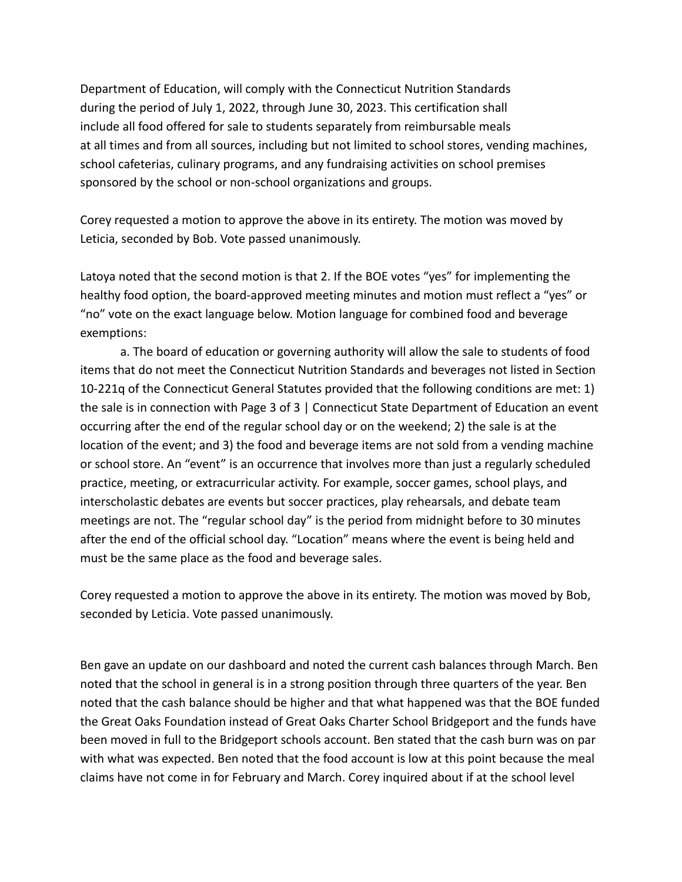Department of Education, will comply with the Connecticut Nutrition Standards during the period of July 1, 2022, through June 30, 2023. This certification shall include all food offered for sale to students separately from reimbursable meals at all times and from all sources, including but not limited to school stores, vending machines, school cafeterias, culinary programs, and any fundraising activities on school premises sponsored by the school or non-school organizations and groups.

Corey requested a motion to approve the above in its entirety. The motion was moved by Leticia, seconded by Bob. Vote passed unanimously.

Latoya noted that the second motion is that 2. If the BOE votes "yes" for implementing the healthy food option, the board-approved meeting minutes and motion must reflect a "yes" or "no" vote on the exact language below. Motion language for combined food and beverage exemptions:

a. The board of education or governing authority will allow the sale to students of food items that do not meet the Connecticut Nutrition Standards and beverages not listed in Section 10-221q of the Connecticut General Statutes provided that the following conditions are met: 1) the sale is in connection with Page 3 of 3 | Connecticut State Department of Education an event occurring after the end of the regular school day or on the weekend; 2) the sale is at the location of the event; and 3) the food and beverage items are not sold from a vending machine or school store. An "event" is an occurrence that involves more than just a regularly scheduled practice, meeting, or extracurricular activity. For example, soccer games, school plays, and interscholastic debates are events but soccer practices, play rehearsals, and debate team meetings are not. The "regular school day" is the period from midnight before to 30 minutes after the end of the official school day. "Location" means where the event is being held and must be the same place as the food and beverage sales.

Corey requested a motion to approve the above in its entirety. The motion was moved by Bob, seconded by Leticia. Vote passed unanimously.

Ben gave an update on our dashboard and noted the current cash balances through March. Ben noted that the school in general is in a strong position through three quarters of the year. Ben noted that the cash balance should be higher and that what happened was that the BOE funded the Great Oaks Foundation instead of Great Oaks Charter School Bridgeport and the funds have been moved in full to the Bridgeport schools account. Ben stated that the cash burn was on par with what was expected. Ben noted that the food account is low at this point because the meal claims have not come in for February and March. Corey inquired about if at the school level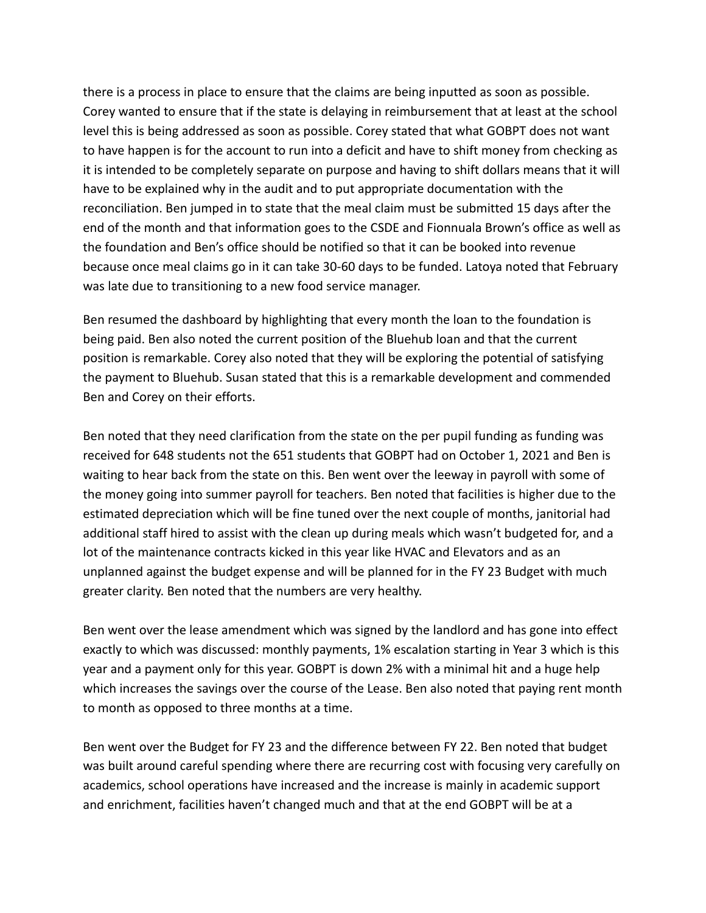there is a process in place to ensure that the claims are being inputted as soon as possible. Corey wanted to ensure that if the state is delaying in reimbursement that at least at the school level this is being addressed as soon as possible. Corey stated that what GOBPT does not want to have happen is for the account to run into a deficit and have to shift money from checking as it is intended to be completely separate on purpose and having to shift dollars means that it will have to be explained why in the audit and to put appropriate documentation with the reconciliation. Ben jumped in to state that the meal claim must be submitted 15 days after the end of the month and that information goes to the CSDE and Fionnuala Brown's office as well as the foundation and Ben's office should be notified so that it can be booked into revenue because once meal claims go in it can take 30-60 days to be funded. Latoya noted that February was late due to transitioning to a new food service manager.

Ben resumed the dashboard by highlighting that every month the loan to the foundation is being paid. Ben also noted the current position of the Bluehub loan and that the current position is remarkable. Corey also noted that they will be exploring the potential of satisfying the payment to Bluehub. Susan stated that this is a remarkable development and commended Ben and Corey on their efforts.

Ben noted that they need clarification from the state on the per pupil funding as funding was received for 648 students not the 651 students that GOBPT had on October 1, 2021 and Ben is waiting to hear back from the state on this. Ben went over the leeway in payroll with some of the money going into summer payroll for teachers. Ben noted that facilities is higher due to the estimated depreciation which will be fine tuned over the next couple of months, janitorial had additional staff hired to assist with the clean up during meals which wasn't budgeted for, and a lot of the maintenance contracts kicked in this year like HVAC and Elevators and as an unplanned against the budget expense and will be planned for in the FY 23 Budget with much greater clarity. Ben noted that the numbers are very healthy.

Ben went over the lease amendment which was signed by the landlord and has gone into effect exactly to which was discussed: monthly payments, 1% escalation starting in Year 3 which is this year and a payment only for this year. GOBPT is down 2% with a minimal hit and a huge help which increases the savings over the course of the Lease. Ben also noted that paying rent month to month as opposed to three months at a time.

Ben went over the Budget for FY 23 and the difference between FY 22. Ben noted that budget was built around careful spending where there are recurring cost with focusing very carefully on academics, school operations have increased and the increase is mainly in academic support and enrichment, facilities haven't changed much and that at the end GOBPT will be at a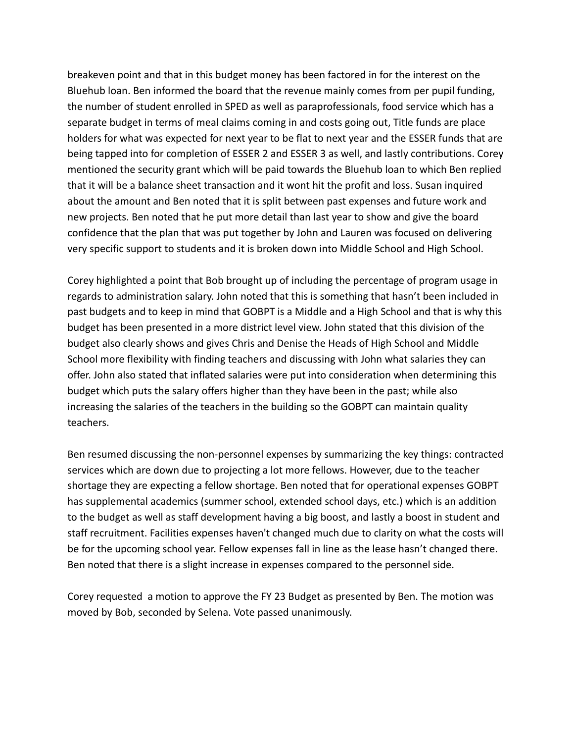breakeven point and that in this budget money has been factored in for the interest on the Bluehub loan. Ben informed the board that the revenue mainly comes from per pupil funding, the number of student enrolled in SPED as well as paraprofessionals, food service which has a separate budget in terms of meal claims coming in and costs going out, Title funds are place holders for what was expected for next year to be flat to next year and the ESSER funds that are being tapped into for completion of ESSER 2 and ESSER 3 as well, and lastly contributions. Corey mentioned the security grant which will be paid towards the Bluehub loan to which Ben replied that it will be a balance sheet transaction and it wont hit the profit and loss. Susan inquired about the amount and Ben noted that it is split between past expenses and future work and new projects. Ben noted that he put more detail than last year to show and give the board confidence that the plan that was put together by John and Lauren was focused on delivering very specific support to students and it is broken down into Middle School and High School.

Corey highlighted a point that Bob brought up of including the percentage of program usage in regards to administration salary. John noted that this is something that hasn't been included in past budgets and to keep in mind that GOBPT is a Middle and a High School and that is why this budget has been presented in a more district level view. John stated that this division of the budget also clearly shows and gives Chris and Denise the Heads of High School and Middle School more flexibility with finding teachers and discussing with John what salaries they can offer. John also stated that inflated salaries were put into consideration when determining this budget which puts the salary offers higher than they have been in the past; while also increasing the salaries of the teachers in the building so the GOBPT can maintain quality teachers.

Ben resumed discussing the non-personnel expenses by summarizing the key things: contracted services which are down due to projecting a lot more fellows. However, due to the teacher shortage they are expecting a fellow shortage. Ben noted that for operational expenses GOBPT has supplemental academics (summer school, extended school days, etc.) which is an addition to the budget as well as staff development having a big boost, and lastly a boost in student and staff recruitment. Facilities expenses haven't changed much due to clarity on what the costs will be for the upcoming school year. Fellow expenses fall in line as the lease hasn't changed there. Ben noted that there is a slight increase in expenses compared to the personnel side.

Corey requested a motion to approve the FY 23 Budget as presented by Ben. The motion was moved by Bob, seconded by Selena. Vote passed unanimously.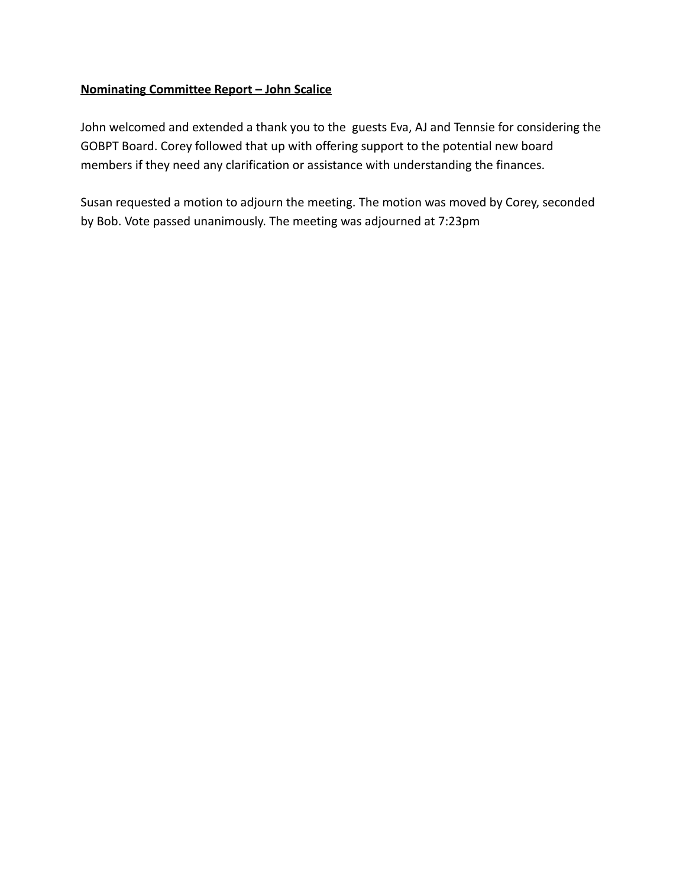**Nominating Committee Report – John Scalice**

John welcomed and extended a thank you to the guests Eva, AJ and Tennsie for considering the GOBPT Board. Corey followed that up with offering support to the potential new board members if they need any clarification or assistance with understanding the finances.

Susan requested a motion to adjourn the meeting. The motion was moved by Corey, seconded by Bob. Vote passed unanimously. The meeting was adjourned at 7:23pm